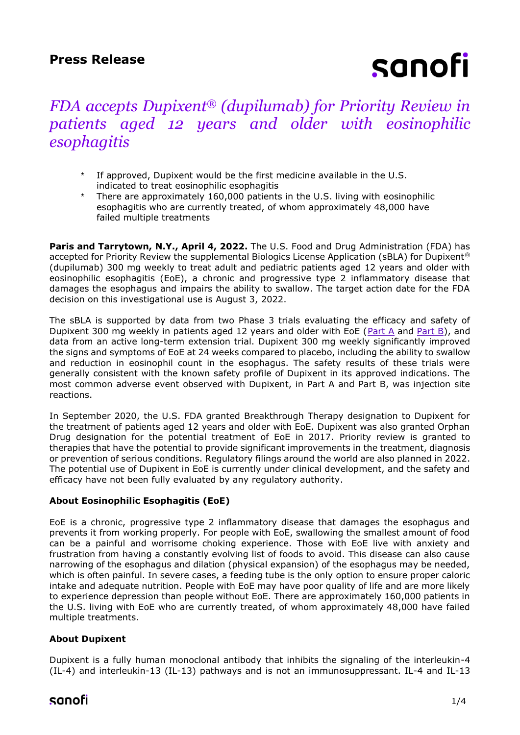**Press Release**

# *FDA accepts Dupixent® (dupilumab) for Priority Review in patients aged 12 years and older with eosinophilic esophagitis*

* If approved, Dupixent would be the first medicine available in the U.S. indicated to treat eosinophilic esophagitis
* There are approximately 160,000 patients in the U.S. living with eosinophilic esophagitis who are currently treated, of whom approximately 48,000 have failed multiple treatments

**Paris and Tarrytown, N.Y., April 4, 2022.** The U.S. Food and Drug Administration (FDA) has accepted for Priority Review the supplemental Biologics License Application (sBLA) for Dupixent® (dupilumab) 300 mg weekly to treat adult and pediatric patients aged 12 years and older with eosinophilic esophagitis (EoE), a chronic and progressive type 2 inflammatory disease that damages the esophagus and impairs the ability to swallow. The target action date for the FDA decision on this investigational use is August 3, 2022.

The sBLA is supported by data from two Phase 3 trials evaluating the efficacy and safety of Dupixent 300 mg weekly in patients aged 12 years and older with EoE (Part A and Part B), and data from an active long-term extension trial. Dupixent 300 mg weekly significantly improved the signs and symptoms of EoE at 24 weeks compared to placebo, including the ability to swallow and reduction in eosinophil count in the esophagus. The safety results of these trials were generally consistent with the known safety profile of Dupixent in its approved indications. The most common adverse event observed with Dupixent, in Part A and Part B, was injection site reactions.

In September 2020, the U.S. FDA granted Breakthrough Therapy designation to Dupixent for the treatment of patients aged 12 years and older with EoE. Dupixent was also granted Orphan Drug designation for the potential treatment of EoE in 2017. Priority review is granted to therapies that have the potential to provide significant improvements in the treatment, diagnosis or prevention of serious conditions. Regulatory filings around the world are also planned in 2022. The potential use of Dupixent in EoE is currently under clinical development, and the safety and efficacy have not been fully evaluated by any regulatory authority.

**About Eosinophilic Esophagitis (EoE)**

EoE is a chronic, progressive type 2 inflammatory disease that damages the esophagus and prevents it from working properly. For people with EoE, swallowing the smallest amount of food can be a painful and worrisome choking experience. Those with EoE live with anxiety and frustration from having a constantly evolving list of foods to avoid. This disease can also cause narrowing of the esophagus and dilation (physical expansion) of the esophagus may be needed, which is often painful. In severe cases, a feeding tube is the only option to ensure proper caloric intake and adequate nutrition. People with EoE may have poor quality of life and are more likely to experience depression than people without EoE. There are approximately 160,000 patients in the U.S. living with EoE who are currently treated, of whom approximately 48,000 have failed multiple treatments.

**About Dupixent**

Dupixent is a fully human monoclonal antibody that inhibits the signaling of the interleukin-4 (IL-4) and interleukin-13 (IL-13) pathways and is not an immunosuppressant. IL-4 and IL-13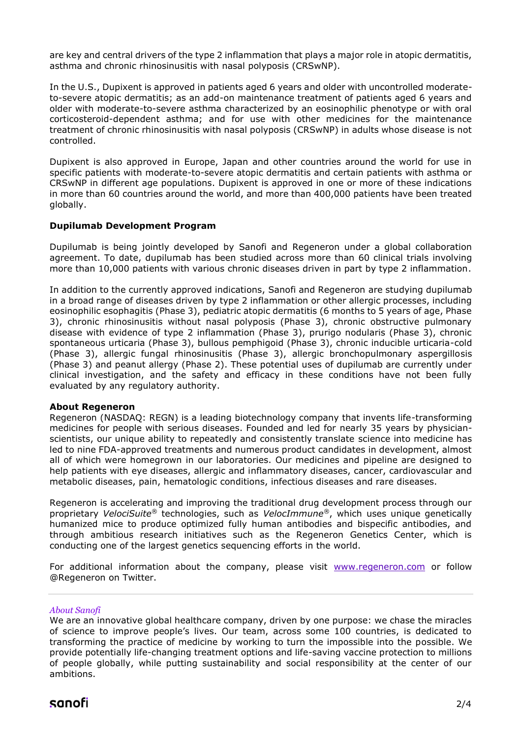are key and central drivers of the type 2 inflammation that plays a major role in atopic dermatitis, asthma and chronic rhinosinusitis with nasal polyposis (CRSwNP).

In the U.S., Dupixent is approved in patients aged 6 years and older with uncontrolled moderate-to-severe atopic dermatitis; as an add-on maintenance treatment of patients aged 6 years and older with moderate-to-severe asthma characterized by an eosinophilic phenotype or with oral corticosteroid-dependent asthma; and for use with other medicines for the maintenance treatment of chronic rhinosinusitis with nasal polyposis (CRSwNP) in adults whose disease is not controlled.

Dupixent is also approved in Europe, Japan and other countries around the world for use in specific patients with moderate-to-severe atopic dermatitis and certain patients with asthma or CRSwNP in different age populations. Dupixent is approved in one or more of these indications in more than 60 countries around the world, and more than 400,000 patients have been treated globally.

**Dupilumab Development Program**

Dupilumab is being jointly developed by Sanofi and Regeneron under a global collaboration agreement. To date, dupilumab has been studied across more than 60 clinical trials involving more than 10,000 patients with various chronic diseases driven in part by type 2 inflammation.

In addition to the currently approved indications, Sanofi and Regeneron are studying dupilumab in a broad range of diseases driven by type 2 inflammation or other allergic processes, including eosinophilic esophagitis (Phase 3), pediatric atopic dermatitis (6 months to 5 years of age, Phase 3), chronic rhinosinusitis without nasal polyposis (Phase 3), chronic obstructive pulmonary disease with evidence of type 2 inflammation (Phase 3), prurigo nodularis (Phase 3), chronic spontaneous urticaria (Phase 3), bullous pemphigoid (Phase 3), chronic inducible urticaria-cold (Phase 3), allergic fungal rhinosinusitis (Phase 3), allergic bronchopulmonary aspergillosis (Phase 3) and peanut allergy (Phase 2). These potential uses of dupilumab are currently under clinical investigation, and the safety and efficacy in these conditions have not been fully evaluated by any regulatory authority.

**About Regeneron**

Regeneron (NASDAQ: REGN) is a leading biotechnology company that invents life-transforming medicines for people with serious diseases. Founded and led for nearly 35 years by physician-scientists, our unique ability to repeatedly and consistently translate science into medicine has led to nine FDA-approved treatments and numerous product candidates in development, almost all of which were homegrown in our laboratories. Our medicines and pipeline are designed to help patients with eye diseases, allergic and inflammatory diseases, cancer, cardiovascular and metabolic diseases, pain, hematologic conditions, infectious diseases and rare diseases.

Regeneron is accelerating and improving the traditional drug development process through our proprietary *VelociSuite*® technologies, such as *VelocImmune*®, which uses unique genetically humanized mice to produce optimized fully human antibodies and bispecific antibodies, and through ambitious research initiatives such as the Regeneron Genetics Center, which is conducting one of the largest genetics sequencing efforts in the world.

For additional information about the company, please visit [www.regeneron.com](www.regeneron.com) or follow @Regeneron on Twitter.

---

*About Sanofi*

We are an innovative global healthcare company, driven by one purpose: we chase the miracles of science to improve people's lives. Our team, across some 100 countries, is dedicated to transforming the practice of medicine by working to turn the impossible into the possible. We provide potentially life-changing treatment options and life-saving vaccine protection to millions of people globally, while putting sustainability and social responsibility at the center of our ambitions.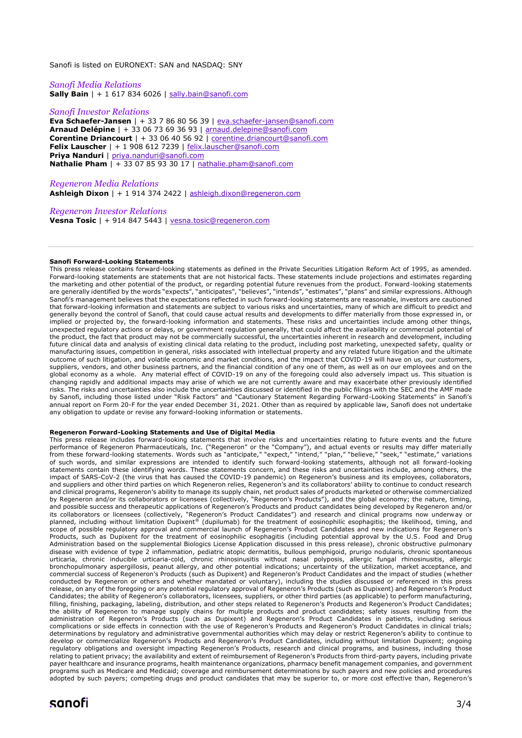Sanofi is listed on EURONEXT: SAN and NASDAQ: SNY

*Sanofi Media Relations*
**Sally Bain** | + 1 617 834 6026 | sally.bain@sanofi.com

*Sanofi Investor Relations*
**Eva Schaefer-Jansen** | + 33 7 86 80 56 39 | eva.schaefer-jansen@sanofi.com
**Arnaud Delépine** | + 33 06 73 69 36 93 | arnaud.delepine@sanofi.com
**Corentine Driancourt** | + 33 06 40 56 92 | corentine.driancourt@sanofi.com
**Felix Lauscher** | + 1 908 612 7239 | felix.lauscher@sanofi.com
**Priya Nanduri** | priya.nanduri@sanofi.com
**Nathalie Pham** | + 33 07 85 93 30 17 | nathalie.pham@sanofi.com

*Regeneron Media Relations*
**Ashleigh Dixon** | + 1 914 374 2422 | ashleigh.dixon@regeneron.com

*Regeneron Investor Relations*
**Vesna Tosic** | + 914 847 5443 | vesna.tosic@regeneron.com

---

**Sanofi Forward-Looking Statements**

This press release contains forward-looking statements as defined in the Private Securities Litigation Reform Act of 1995, as amended. Forward-looking statements are statements that are not historical facts. These statements include projections and estimates regarding the marketing and other potential of the product, or regarding potential future revenues from the product. Forward-looking statements are generally identified by the words "expects", "anticipates", "believes", "intends", "estimates", "plans" and similar expressions. Although Sanofi's management believes that the expectations reflected in such forward-looking statements are reasonable, investors are cautioned that forward-looking information and statements are subject to various risks and uncertainties, many of which are difficult to predict and generally beyond the control of Sanofi, that could cause actual results and developments to differ materially from those expressed in, or implied or projected by, the forward-looking information and statements. These risks and uncertainties include among other things, unexpected regulatory actions or delays, or government regulation generally, that could affect the availability or commercial potential of the product, the fact that product may not be commercially successful, the uncertainties inherent in research and development, including future clinical data and analysis of existing clinical data relating to the product, including post marketing, unexpected safety, quality or manufacturing issues, competition in general, risks associated with intellectual property and any related future litigation and the ultimate outcome of such litigation, and volatile economic and market conditions, and the impact that COVID-19 will have on us, our customers, suppliers, vendors, and other business partners, and the financial condition of any one of them, as well as on our employees and on the global economy as a whole. Any material effect of COVID-19 on any of the foregoing could also adversely impact us. This situation is changing rapidly and additional impacts may arise of which we are not currently aware and may exacerbate other previously identified risks. The risks and uncertainties also include the uncertainties discussed or identified in the public filings with the SEC and the AMF made by Sanofi, including those listed under "Risk Factors" and "Cautionary Statement Regarding Forward-Looking Statements" in Sanofi's annual report on Form 20-F for the year ended December 31, 2021. Other than as required by applicable law, Sanofi does not undertake any obligation to update or revise any forward-looking information or statements.

**Regeneron Forward-Looking Statements and Use of Digital Media**

This press release includes forward-looking statements that involve risks and uncertainties relating to future events and the future performance of Regeneron Pharmaceuticals, Inc. ("Regeneron" or the "Company"), and actual events or results may differ materially from these forward-looking statements. Words such as "anticipate," "expect," "intend," "plan," "believe," "seek," "estimate," variations of such words, and similar expressions are intended to identify such forward-looking statements, although not all forward-looking statements contain these identifying words. These statements concern, and these risks and uncertainties include, among others, the impact of SARS-CoV-2 (the virus that has caused the COVID-19 pandemic) on Regeneron's business and its employees, collaborators, and suppliers and other third parties on which Regeneron relies, Regeneron's and its collaborators' ability to continue to conduct research and clinical programs, Regeneron's ability to manage its supply chain, net product sales of products marketed or otherwise commercialized by Regeneron and/or its collaborators or licensees (collectively, "Regeneron's Products"), and the global economy; the nature, timing, and possible success and therapeutic applications of Regeneron's Products and product candidates being developed by Regeneron and/or its collaborators or licensees (collectively, "Regeneron's Product Candidates") and research and clinical programs now underway or planned, including without limitation Dupixent® (dupilumab) for the treatment of eosinophilic esophagitis; the likelihood, timing, and scope of possible regulatory approval and commercial launch of Regeneron's Product Candidates and new indications for Regeneron's Products, such as Dupixent for the treatment of eosinophilic esophagitis (including potential approval by the U.S. Food and Drug Administration based on the supplemental Biologics License Application discussed in this press release), chronic obstructive pulmonary disease with evidence of type 2 inflammation, pediatric atopic dermatitis, bullous pemphigoid, prurigo nodularis, chronic spontaneous urticaria, chronic inducible urticaria-cold, chronic rhinosinusitis without nasal polyposis, allergic fungal rhinosinusitis, allergic bronchopulmonary aspergillosis, peanut allergy, and other potential indications; uncertainty of the utilization, market acceptance, and commercial success of Regeneron's Products (such as Dupixent) and Regeneron's Product Candidates and the impact of studies (whether conducted by Regeneron or others and whether mandated or voluntary), including the studies discussed or referenced in this press release, on any of the foregoing or any potential regulatory approval of Regeneron's Products (such as Dupixent) and Regeneron's Product Candidates; the ability of Regeneron's collaborators, licensees, suppliers, or other third parties (as applicable) to perform manufacturing, filling, finishing, packaging, labeling, distribution, and other steps related to Regeneron's Products and Regeneron's Product Candidates; the ability of Regeneron to manage supply chains for multiple products and product candidates; safety issues resulting from the administration of Regeneron's Products (such as Dupixent) and Regeneron's Product Candidates in patients, including serious complications or side effects in connection with the use of Regeneron's Products and Regeneron's Product Candidates in clinical trials; determinations by regulatory and administrative governmental authorities which may delay or restrict Regeneron's ability to continue to develop or commercialize Regeneron's Products and Regeneron's Product Candidates, including without limitation Dupixent; ongoing regulatory obligations and oversight impacting Regeneron's Products, research and clinical programs, and business, including those relating to patient privacy; the availability and extent of reimbursement of Regeneron's Products from third-party payers, including private payer healthcare and insurance programs, health maintenance organizations, pharmacy benefit management companies, and government programs such as Medicare and Medicaid; coverage and reimbursement determinations by such payers and new policies and procedures adopted by such payers; competing drugs and product candidates that may be superior to, or more cost effective than, Regeneron's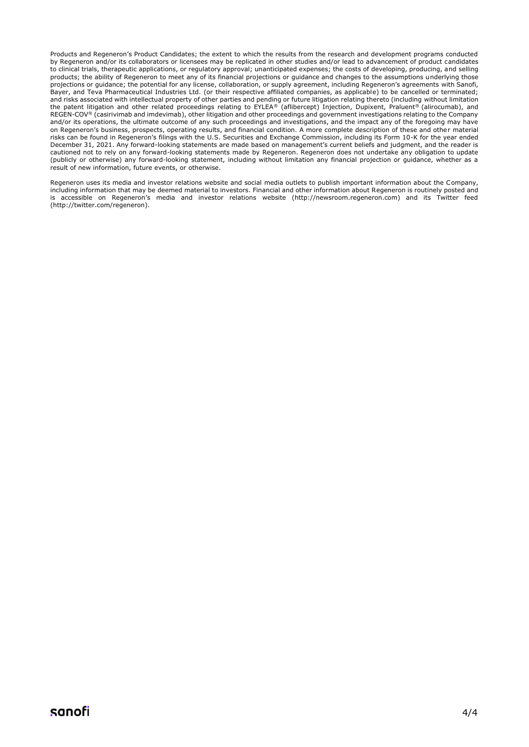Products and Regeneron's Product Candidates; the extent to which the results from the research and development programs conducted by Regeneron and/or its collaborators or licensees may be replicated in other studies and/or lead to advancement of product candidates to clinical trials, therapeutic applications, or regulatory approval; unanticipated expenses; the costs of developing, producing, and selling products; the ability of Regeneron to meet any of its financial projections or guidance and changes to the assumptions underlying those projections or guidance; the potential for any license, collaboration, or supply agreement, including Regeneron's agreements with Sanofi, Bayer, and Teva Pharmaceutical Industries Ltd. (or their respective affiliated companies, as applicable) to be cancelled or terminated; and risks associated with intellectual property of other parties and pending or future litigation relating thereto (including without limitation the patent litigation and other related proceedings relating to EYLEA® (aflibercept) Injection, Dupixent, Praluent® (alirocumab), and REGEN-COV® (casirivimab and imdevimab), other litigation and other proceedings and government investigations relating to the Company and/or its operations, the ultimate outcome of any such proceedings and investigations, and the impact any of the foregoing may have on Regeneron's business, prospects, operating results, and financial condition. A more complete description of these and other material risks can be found in Regeneron's filings with the U.S. Securities and Exchange Commission, including its Form 10-K for the year ended December 31, 2021. Any forward-looking statements are made based on management's current beliefs and judgment, and the reader is cautioned not to rely on any forward-looking statements made by Regeneron. Regeneron does not undertake any obligation to update (publicly or otherwise) any forward-looking statement, including without limitation any financial projection or guidance, whether as a result of new information, future events, or otherwise.

Regeneron uses its media and investor relations website and social media outlets to publish important information about the Company, including information that may be deemed material to investors. Financial and other information about Regeneron is routinely posted and is accessible on Regeneron's media and investor relations website (http://newsroom.regeneron.com) and its Twitter feed (http://twitter.com/regeneron).